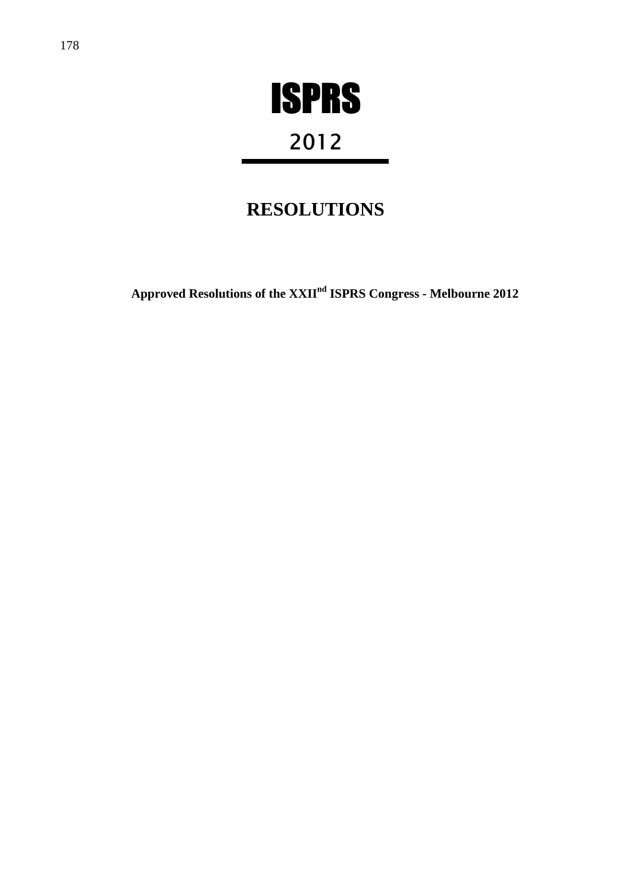# ISPRS

## 2012

# RESOLUTIONS

**Approved Resolutions of the XXII$^{nd}$ ISPRS Congress - Melbourne 2012**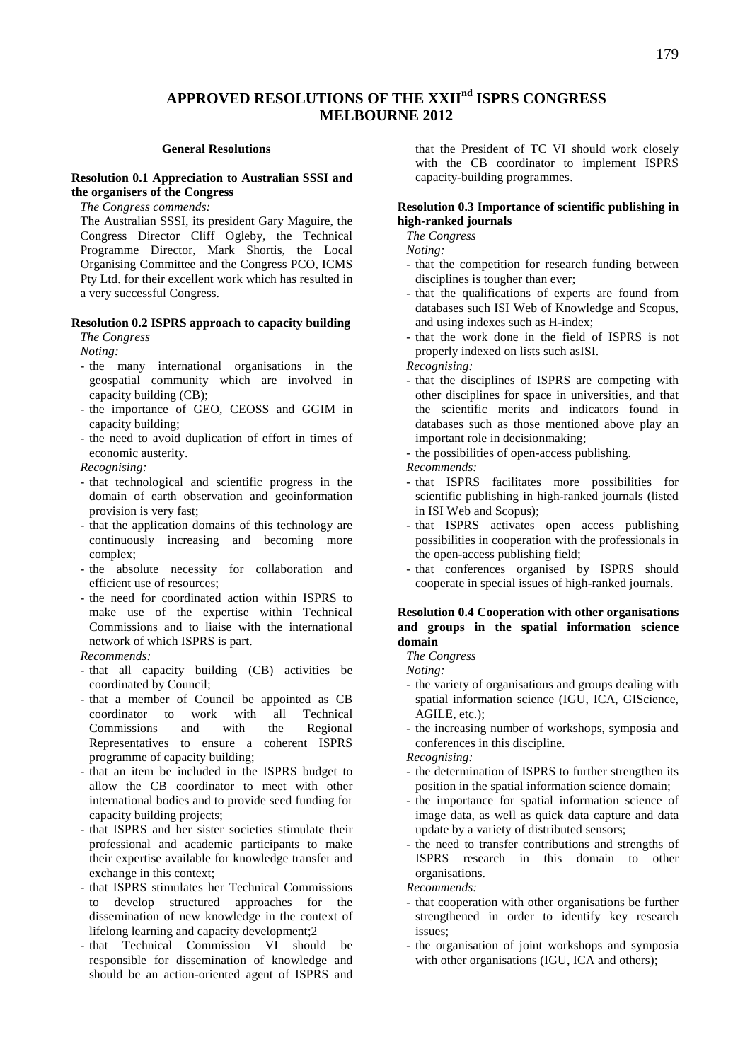# APPROVED RESOLUTIONS OF THE XXII$^{nd}$ ISPRS CONGRESS MELBOURNE 2012

## General Resolutions

### Resolution 0.1 Appreciation to Australian SSSI and the organisers of the Congress

*The Congress commends:*

The Australian SSSI, its president Gary Maguire, the Congress Director Cliff Ogleby, the Technical Programme Director, Mark Shortis, the Local Organising Committee and the Congress PCO, ICMS Pty Ltd. for their excellent work which has resulted in a very successful Congress.

### Resolution 0.2 ISPRS approach to capacity building

*The Congress*

*Noting:*

- the many international organisations in the geospatial community which are involved in capacity building (CB);
- the importance of GEO, CEOSS and GGIM in capacity building;
- the need to avoid duplication of effort in times of economic austerity.

*Recognising:*

- that technological and scientific progress in the domain of earth observation and geoinformation provision is very fast;
- that the application domains of this technology are continuously increasing and becoming more complex;
- the absolute necessity for collaboration and efficient use of resources;
- the need for coordinated action within ISPRS to make use of the expertise within Technical Commissions and to liaise with the international network of which ISPRS is part.

*Recommends:*

- that all capacity building (CB) activities be coordinated by Council;
- that a member of Council be appointed as CB coordinator to work with all Technical Commissions and with the Regional Representatives to ensure a coherent ISPRS programme of capacity building;
- that an item be included in the ISPRS budget to allow the CB coordinator to meet with other international bodies and to provide seed funding for capacity building projects;
- that ISPRS and her sister societies stimulate their professional and academic participants to make their expertise available for knowledge transfer and exchange in this context;
- that ISPRS stimulates her Technical Commissions to develop structured approaches for the dissemination of new knowledge in the context of lifelong learning and capacity development;2
- that Technical Commission VI should be responsible for dissemination of knowledge and should be an action-oriented agent of ISPRS and that the President of TC VI should work closely with the CB coordinator to implement ISPRS capacity-building programmes.

### Resolution 0.3 Importance of scientific publishing in high-ranked journals

*The Congress*

*Noting:*

- that the competition for research funding between disciplines is tougher than ever;
- that the qualifications of experts are found from databases such ISI Web of Knowledge and Scopus, and using indexes such as H-index;
- that the work done in the field of ISPRS is not properly indexed on lists such asISI.

*Recognising:*

- that the disciplines of ISPRS are competing with other disciplines for space in universities, and that the scientific merits and indicators found in databases such as those mentioned above play an important role in decisionmaking;
- the possibilities of open-access publishing.

*Recommends:*

- that ISPRS facilitates more possibilities for scientific publishing in high-ranked journals (listed in ISI Web and Scopus);
- that ISPRS activates open access publishing possibilities in cooperation with the professionals in the open-access publishing field;
- that conferences organised by ISPRS should cooperate in special issues of high-ranked journals.

### Resolution 0.4 Cooperation with other organisations and groups in the spatial information science domain

*The Congress*

*Noting:*

- the variety of organisations and groups dealing with spatial information science (IGU, ICA, GIScience, AGILE, etc.);
- the increasing number of workshops, symposia and conferences in this discipline.

*Recognising:*

- the determination of ISPRS to further strengthen its position in the spatial information science domain;
- the importance for spatial information science of image data, as well as quick data capture and data update by a variety of distributed sensors;
- the need to transfer contributions and strengths of ISPRS research in this domain to other organisations.

*Recommends:*

- that cooperation with other organisations be further strengthened in order to identify key research issues;
- the organisation of joint workshops and symposia with other organisations (IGU, ICA and others);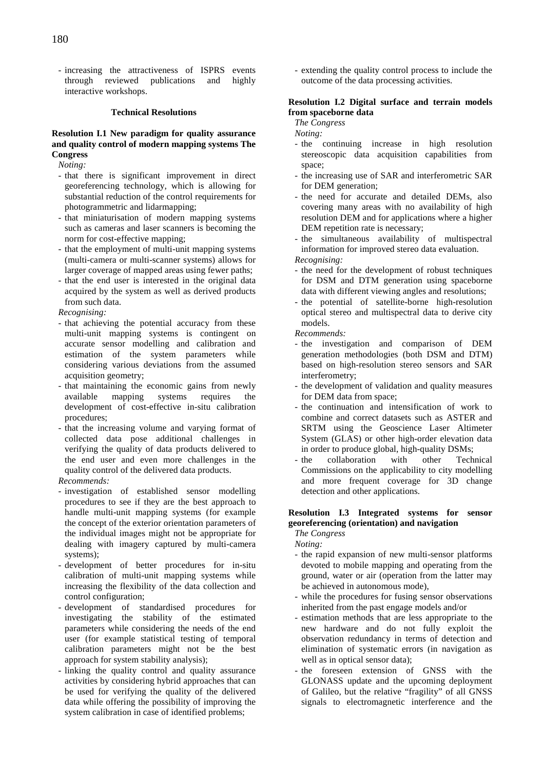- increasing the attractiveness of ISPRS events through reviewed publications and highly interactive workshops.

## Technical Resolutions

### Resolution I.1 New paradigm for quality assurance and quality control of modern mapping systems The Congress

*Noting:*

- that there is significant improvement in direct georeferencing technology, which is allowing for substantial reduction of the control requirements for photogrammetric and lidarmapping;
- that miniaturisation of modern mapping systems such as cameras and laser scanners is becoming the norm for cost-effective mapping;
- that the employment of multi-unit mapping systems (multi-camera or multi-scanner systems) allows for larger coverage of mapped areas using fewer paths;
- that the end user is interested in the original data acquired by the system as well as derived products from such data.

*Recognising:*

- that achieving the potential accuracy from these multi-unit mapping systems is contingent on accurate sensor modelling and calibration and estimation of the system parameters while considering various deviations from the assumed acquisition geometry;
- that maintaining the economic gains from newly available mapping systems requires the development of cost-effective in-situ calibration procedures;
- that the increasing volume and varying format of collected data pose additional challenges in verifying the quality of data products delivered to the end user and even more challenges in the quality control of the delivered data products.

*Recommends:*

- investigation of established sensor modelling procedures to see if they are the best approach to handle multi-unit mapping systems (for example the concept of the exterior orientation parameters of the individual images might not be appropriate for dealing with imagery captured by multi-camera systems);
- development of better procedures for in-situ calibration of multi-unit mapping systems while increasing the flexibility of the data collection and control configuration;
- development of standardised procedures for investigating the stability of the estimated parameters while considering the needs of the end user (for example statistical testing of temporal calibration parameters might not be the best approach for system stability analysis);
- linking the quality control and quality assurance activities by considering hybrid approaches that can be used for verifying the quality of the delivered data while offering the possibility of improving the system calibration in case of identified problems;
- extending the quality control process to include the outcome of the data processing activities.

### Resolution I.2 Digital surface and terrain models from spaceborne data

*The Congress*

*Noting:*

- the continuing increase in high resolution stereoscopic data acquisition capabilities from space;
- the increasing use of SAR and interferometric SAR for DEM generation;
- the need for accurate and detailed DEMs, also covering many areas with no availability of high resolution DEM and for applications where a higher DEM repetition rate is necessary;
- the simultaneous availability of multispectral information for improved stereo data evaluation.

*Recognising:*

- the need for the development of robust techniques for DSM and DTM generation using spaceborne data with different viewing angles and resolutions;
- the potential of satellite-borne high-resolution optical stereo and multispectral data to derive city models.

*Recommends:*

- the investigation and comparison of DEM generation methodologies (both DSM and DTM) based on high-resolution stereo sensors and SAR interferometry;
- the development of validation and quality measures for DEM data from space;
- the continuation and intensification of work to combine and correct datasets such as ASTER and SRTM using the Geoscience Laser Altimeter System (GLAS) or other high-order elevation data in order to produce global, high-quality DSMs;
- the collaboration with other Technical Commissions on the applicability to city modelling and more frequent coverage for 3D change detection and other applications.

### Resolution I.3 Integrated systems for sensor georeferencing (orientation) and navigation

*The Congress*

*Noting:*

- the rapid expansion of new multi-sensor platforms devoted to mobile mapping and operating from the ground, water or air (operation from the latter may be achieved in autonomous mode),
- while the procedures for fusing sensor observations inherited from the past engage models and/or
- estimation methods that are less appropriate to the new hardware and do not fully exploit the observation redundancy in terms of detection and elimination of systematic errors (in navigation as well as in optical sensor data);
- the foreseen extension of GNSS with the GLONASS update and the upcoming deployment of Galileo, but the relative "fragility" of all GNSS signals to electromagnetic interference and the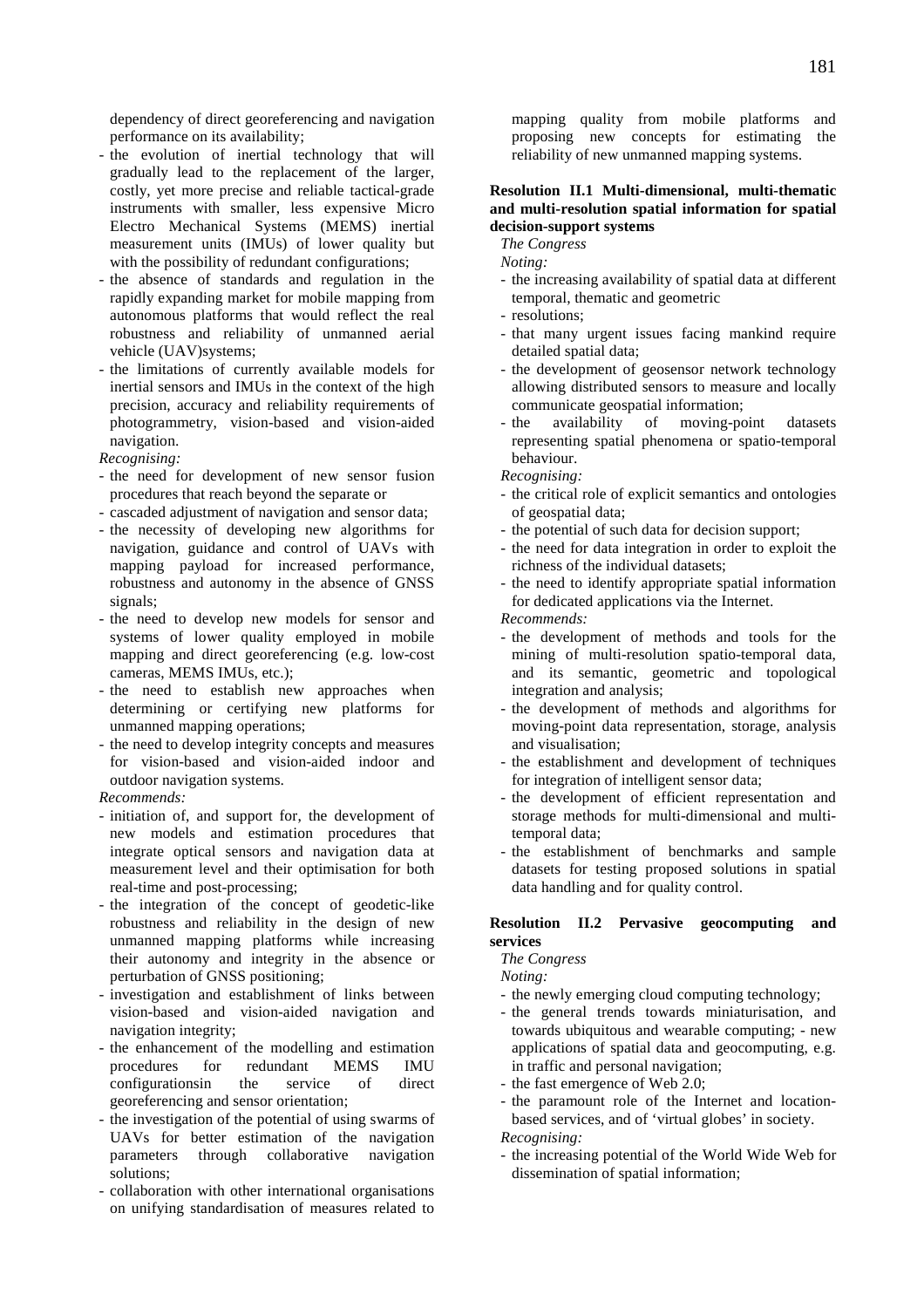dependency of direct georeferencing and navigation performance on its availability;

- the evolution of inertial technology that will gradually lead to the replacement of the larger, costly, yet more precise and reliable tactical-grade instruments with smaller, less expensive Micro Electro Mechanical Systems (MEMS) inertial measurement units (IMUs) of lower quality but with the possibility of redundant configurations;
- the absence of standards and regulation in the rapidly expanding market for mobile mapping from autonomous platforms that would reflect the real robustness and reliability of unmanned aerial vehicle (UAV)systems;
- the limitations of currently available models for inertial sensors and IMUs in the context of the high precision, accuracy and reliability requirements of photogrammetry, vision-based and vision-aided navigation.

*Recognising:*

- the need for development of new sensor fusion procedures that reach beyond the separate or
- cascaded adjustment of navigation and sensor data;
- the necessity of developing new algorithms for navigation, guidance and control of UAVs with mapping payload for increased performance, robustness and autonomy in the absence of GNSS signals;
- the need to develop new models for sensor and systems of lower quality employed in mobile mapping and direct georeferencing (e.g. low-cost cameras, MEMS IMUs, etc.);
- the need to establish new approaches when determining or certifying new platforms for unmanned mapping operations;
- the need to develop integrity concepts and measures for vision-based and vision-aided indoor and outdoor navigation systems.

*Recommends:*

- initiation of, and support for, the development of new models and estimation procedures that integrate optical sensors and navigation data at measurement level and their optimisation for both real-time and post-processing;
- the integration of the concept of geodetic-like robustness and reliability in the design of new unmanned mapping platforms while increasing their autonomy and integrity in the absence or perturbation of GNSS positioning;
- investigation and establishment of links between vision-based and vision-aided navigation and navigation integrity;
- the enhancement of the modelling and estimation procedures for redundant MEMS IMU configurationsin the service of direct georeferencing and sensor orientation;
- the investigation of the potential of using swarms of UAVs for better estimation of the navigation parameters through collaborative navigation solutions;
- collaboration with other international organisations on unifying standardisation of measures related to mapping quality from mobile platforms and proposing new concepts for estimating the reliability of new unmanned mapping systems.

**Resolution II.1 Multi-dimensional, multi-thematic and multi-resolution spatial information for spatial decision-support systems**

*The Congress*

*Noting:*

- the increasing availability of spatial data at different temporal, thematic and geometric
- resolutions;
- that many urgent issues facing mankind require detailed spatial data;
- the development of geosensor network technology allowing distributed sensors to measure and locally communicate geospatial information;
- the availability of moving-point datasets representing spatial phenomena or spatio-temporal behaviour.

*Recognising:*

- the critical role of explicit semantics and ontologies of geospatial data;
- the potential of such data for decision support;
- the need for data integration in order to exploit the richness of the individual datasets;
- the need to identify appropriate spatial information for dedicated applications via the Internet.

*Recommends:*

- the development of methods and tools for the mining of multi-resolution spatio-temporal data, and its semantic, geometric and topological integration and analysis;
- the development of methods and algorithms for moving-point data representation, storage, analysis and visualisation;
- the establishment and development of techniques for integration of intelligent sensor data;
- the development of efficient representation and storage methods for multi-dimensional and multi-temporal data;
- the establishment of benchmarks and sample datasets for testing proposed solutions in spatial data handling and for quality control.

**Resolution II.2 Pervasive geocomputing and services**

*The Congress*

*Noting:*

- the newly emerging cloud computing technology;
- the general trends towards miniaturisation, and towards ubiquitous and wearable computing; - new applications of spatial data and geocomputing, e.g. in traffic and personal navigation;
- the fast emergence of Web 2.0;
- the paramount role of the Internet and location-based services, and of 'virtual globes' in society.

*Recognising:*

- the increasing potential of the World Wide Web for dissemination of spatial information;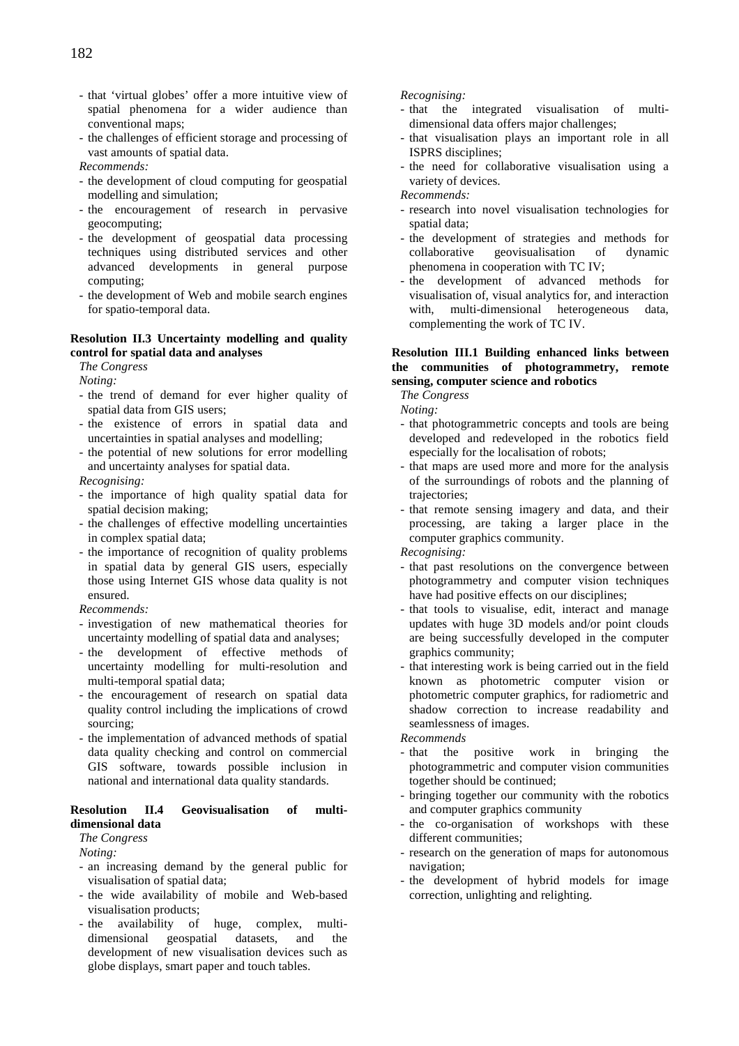- that 'virtual globes' offer a more intuitive view of spatial phenomena for a wider audience than conventional maps;
- the challenges of efficient storage and processing of vast amounts of spatial data.

*Recommends:*

- the development of cloud computing for geospatial modelling and simulation;
- the encouragement of research in pervasive geocomputing;
- the development of geospatial data processing techniques using distributed services and other advanced developments in general purpose computing;
- the development of Web and mobile search engines for spatio-temporal data.

**Resolution II.3 Uncertainty modelling and quality control for spatial data and analyses**

*The Congress*

*Noting:*

- the trend of demand for ever higher quality of spatial data from GIS users;
- the existence of errors in spatial data and uncertainties in spatial analyses and modelling;
- the potential of new solutions for error modelling and uncertainty analyses for spatial data.

*Recognising:*

- the importance of high quality spatial data for spatial decision making;
- the challenges of effective modelling uncertainties in complex spatial data;
- the importance of recognition of quality problems in spatial data by general GIS users, especially those using Internet GIS whose data quality is not ensured.

*Recommends:*

- investigation of new mathematical theories for uncertainty modelling of spatial data and analyses;
- the development of effective methods of uncertainty modelling for multi-resolution and multi-temporal spatial data;
- the encouragement of research on spatial data quality control including the implications of crowd sourcing;
- the implementation of advanced methods of spatial data quality checking and control on commercial GIS software, towards possible inclusion in national and international data quality standards.

**Resolution II.4 Geovisualisation of multi-dimensional data**

*The Congress*

*Noting:*

- an increasing demand by the general public for visualisation of spatial data;
- the wide availability of mobile and Web-based visualisation products;
- the availability of huge, complex, multi-dimensional geospatial datasets, and the development of new visualisation devices such as globe displays, smart paper and touch tables.

*Recognising:*

- that the integrated visualisation of multi-dimensional data offers major challenges;
- that visualisation plays an important role in all ISPRS disciplines;
- the need for collaborative visualisation using a variety of devices.

*Recommends:*

- research into novel visualisation technologies for spatial data;
- the development of strategies and methods for collaborative geovisualisation of dynamic phenomena in cooperation with TC IV;
- the development of advanced methods for visualisation of, visual analytics for, and interaction with, multi-dimensional heterogeneous data, complementing the work of TC IV.

**Resolution III.1 Building enhanced links between the communities of photogrammetry, remote sensing, computer science and robotics**

*The Congress*

*Noting:*

- that photogrammetric concepts and tools are being developed and redeveloped in the robotics field especially for the localisation of robots;
- that maps are used more and more for the analysis of the surroundings of robots and the planning of trajectories;
- that remote sensing imagery and data, and their processing, are taking a larger place in the computer graphics community.

*Recognising:*

- that past resolutions on the convergence between photogrammetry and computer vision techniques have had positive effects on our disciplines;
- that tools to visualise, edit, interact and manage updates with huge 3D models and/or point clouds are being successfully developed in the computer graphics community;
- that interesting work is being carried out in the field known as photometric computer vision or photometric computer graphics, for radiometric and shadow correction to increase readability and seamlessness of images.

*Recommends*

- that the positive work in bringing the photogrammetric and computer vision communities together should be continued;
- bringing together our community with the robotics and computer graphics community
- the co-organisation of workshops with these different communities;
- research on the generation of maps for autonomous navigation;
- the development of hybrid models for image correction, unlighting and relighting.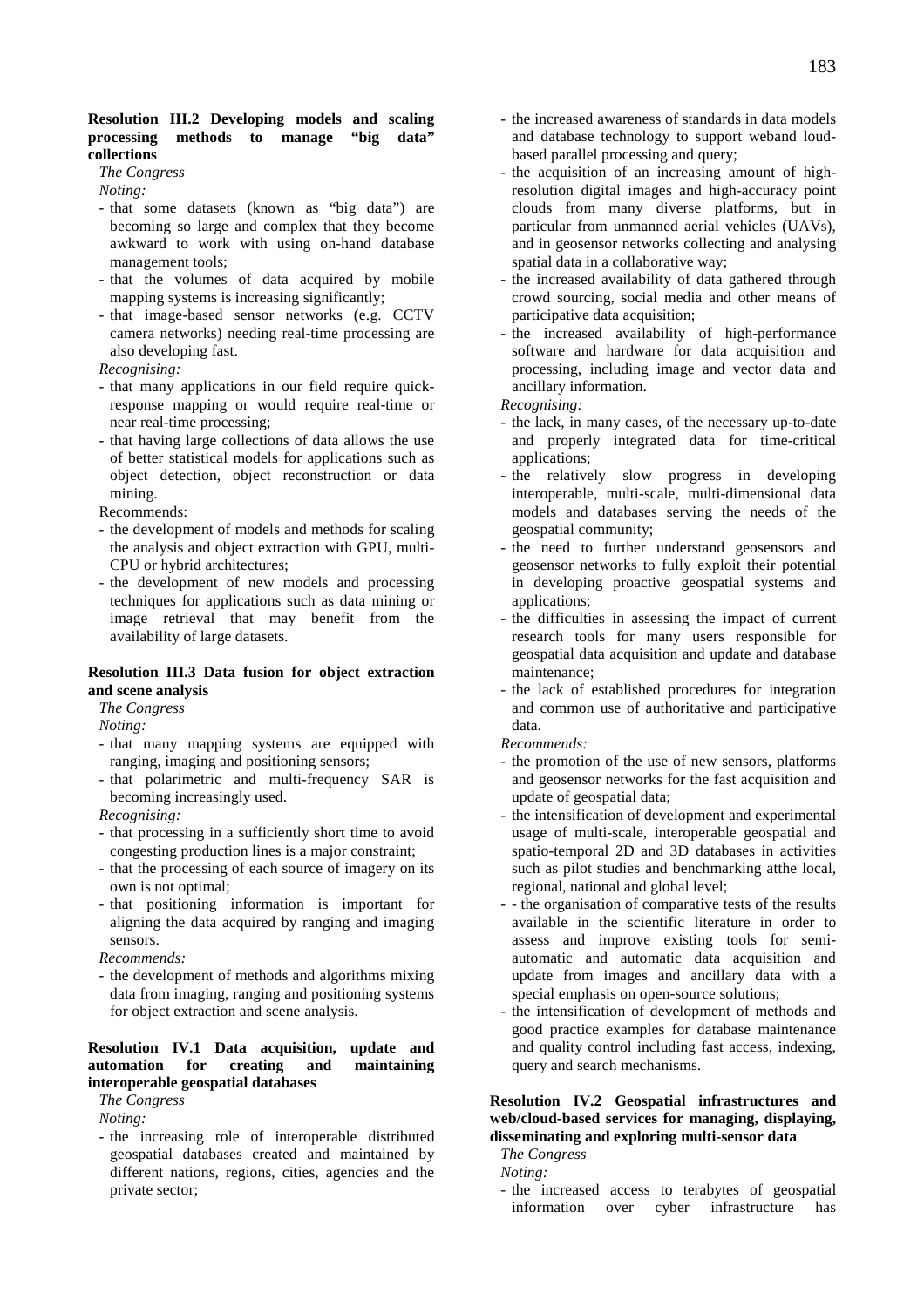**Resolution III.2 Developing models and scaling processing methods to manage "big data" collections**

*The Congress*

*Noting:*

- that some datasets (known as "big data") are becoming so large and complex that they become awkward to work with using on-hand database management tools;
- that the volumes of data acquired by mobile mapping systems is increasing significantly;
- that image-based sensor networks (e.g. CCTV camera networks) needing real-time processing are also developing fast.

*Recognising:*

- that many applications in our field require quick-response mapping or would require real-time or near real-time processing;
- that having large collections of data allows the use of better statistical models for applications such as object detection, object reconstruction or data mining.

Recommends:

- the development of models and methods for scaling the analysis and object extraction with GPU, multi-CPU or hybrid architectures;
- the development of new models and processing techniques for applications such as data mining or image retrieval that may benefit from the availability of large datasets.

**Resolution III.3 Data fusion for object extraction and scene analysis**

*The Congress*

*Noting:*

- that many mapping systems are equipped with ranging, imaging and positioning sensors;
- that polarimetric and multi-frequency SAR is becoming increasingly used.

*Recognising:*

- that processing in a sufficiently short time to avoid congesting production lines is a major constraint;
- that the processing of each source of imagery on its own is not optimal;
- that positioning information is important for aligning the data acquired by ranging and imaging sensors.

*Recommends:*

- the development of methods and algorithms mixing data from imaging, ranging and positioning systems for object extraction and scene analysis.

**Resolution IV.1 Data acquisition, update and automation for creating and maintaining interoperable geospatial databases**

*The Congress*

*Noting:*

- the increasing role of interoperable distributed geospatial databases created and maintained by different nations, regions, cities, agencies and the private sector;
- the increased awareness of standards in data models and database technology to support weband loud-based parallel processing and query;
- the acquisition of an increasing amount of high-resolution digital images and high-accuracy point clouds from many diverse platforms, but in particular from unmanned aerial vehicles (UAVs), and in geosensor networks collecting and analysing spatial data in a collaborative way;
- the increased availability of data gathered through crowd sourcing, social media and other means of participative data acquisition;
- the increased availability of high-performance software and hardware for data acquisition and processing, including image and vector data and ancillary information.

*Recognising:*

- the lack, in many cases, of the necessary up-to-date and properly integrated data for time-critical applications;
- the relatively slow progress in developing interoperable, multi-scale, multi-dimensional data models and databases serving the needs of the geospatial community;
- the need to further understand geosensors and geosensor networks to fully exploit their potential in developing proactive geospatial systems and applications;
- the difficulties in assessing the impact of current research tools for many users responsible for geospatial data acquisition and update and database maintenance;
- the lack of established procedures for integration and common use of authoritative and participative data.

*Recommends:*

- the promotion of the use of new sensors, platforms and geosensor networks for the fast acquisition and update of geospatial data;
- the intensification of development and experimental usage of multi-scale, interoperable geospatial and spatio-temporal 2D and 3D databases in activities such as pilot studies and benchmarking atthe local, regional, national and global level;
- - the organisation of comparative tests of the results available in the scientific literature in order to assess and improve existing tools for semi-automatic and automatic data acquisition and update from images and ancillary data with a special emphasis on open-source solutions;
- the intensification of development of methods and good practice examples for database maintenance and quality control including fast access, indexing, query and search mechanisms.

**Resolution IV.2 Geospatial infrastructures and web/cloud-based services for managing, displaying, disseminating and exploring multi-sensor data**

*The Congress*

*Noting:*

- the increased access to terabytes of geospatial information over cyber infrastructure has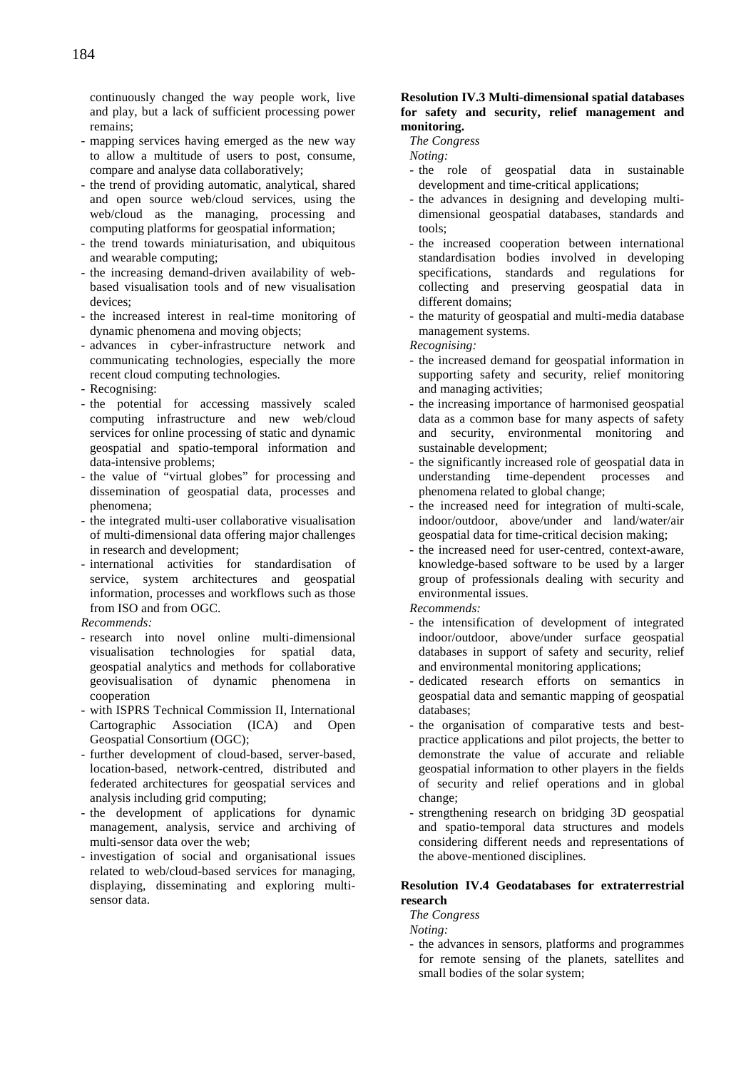continuously changed the way people work, live and play, but a lack of sufficient processing power remains;

- mapping services having emerged as the new way to allow a multitude of users to post, consume, compare and analyse data collaboratively;
- the trend of providing automatic, analytical, shared and open source web/cloud services, using the web/cloud as the managing, processing and computing platforms for geospatial information;
- the trend towards miniaturisation, and ubiquitous and wearable computing;
- the increasing demand-driven availability of web-based visualisation tools and of new visualisation devices;
- the increased interest in real-time monitoring of dynamic phenomena and moving objects;
- advances in cyber-infrastructure network and communicating technologies, especially the more recent cloud computing technologies.
- Recognising:
- the potential for accessing massively scaled computing infrastructure and new web/cloud services for online processing of static and dynamic geospatial and spatio-temporal information and data-intensive problems;
- the value of "virtual globes" for processing and dissemination of geospatial data, processes and phenomena;
- the integrated multi-user collaborative visualisation of multi-dimensional data offering major challenges in research and development;
- international activities for standardisation of service, system architectures and geospatial information, processes and workflows such as those from ISO and from OGC.

*Recommends:*

- research into novel online multi-dimensional visualisation technologies for spatial data, geospatial analytics and methods for collaborative geovisualisation of dynamic phenomena in cooperation
- with ISPRS Technical Commission II, International Cartographic Association (ICA) and Open Geospatial Consortium (OGC);
- further development of cloud-based, server-based, location-based, network-centred, distributed and federated architectures for geospatial services and analysis including grid computing;
- the development of applications for dynamic management, analysis, service and archiving of multi-sensor data over the web;
- investigation of social and organisational issues related to web/cloud-based services for managing, displaying, disseminating and exploring multi-sensor data.

**Resolution IV.3 Multi-dimensional spatial databases for safety and security, relief management and monitoring.**

*The Congress*

*Noting:*

- the role of geospatial data in sustainable development and time-critical applications;
- the advances in designing and developing multi-dimensional geospatial databases, standards and tools;
- the increased cooperation between international standardisation bodies involved in developing specifications, standards and regulations for collecting and preserving geospatial data in different domains;
- the maturity of geospatial and multi-media database management systems.

*Recognising:*

- the increased demand for geospatial information in supporting safety and security, relief monitoring and managing activities;
- the increasing importance of harmonised geospatial data as a common base for many aspects of safety and security, environmental monitoring and sustainable development;
- the significantly increased role of geospatial data in understanding time-dependent processes and phenomena related to global change;
- the increased need for integration of multi-scale, indoor/outdoor, above/under and land/water/air geospatial data for time-critical decision making;
- the increased need for user-centred, context-aware, knowledge-based software to be used by a larger group of professionals dealing with security and environmental issues.

*Recommends:*

- the intensification of development of integrated indoor/outdoor, above/under surface geospatial databases in support of safety and security, relief and environmental monitoring applications;
- dedicated research efforts on semantics in geospatial data and semantic mapping of geospatial databases;
- the organisation of comparative tests and best-practice applications and pilot projects, the better to demonstrate the value of accurate and reliable geospatial information to other players in the fields of security and relief operations and in global change;
- strengthening research on bridging 3D geospatial and spatio-temporal data structures and models considering different needs and representations of the above-mentioned disciplines.

**Resolution IV.4 Geodatabases for extraterrestrial research**

*The Congress*

*Noting:*

- the advances in sensors, platforms and programmes for remote sensing of the planets, satellites and small bodies of the solar system;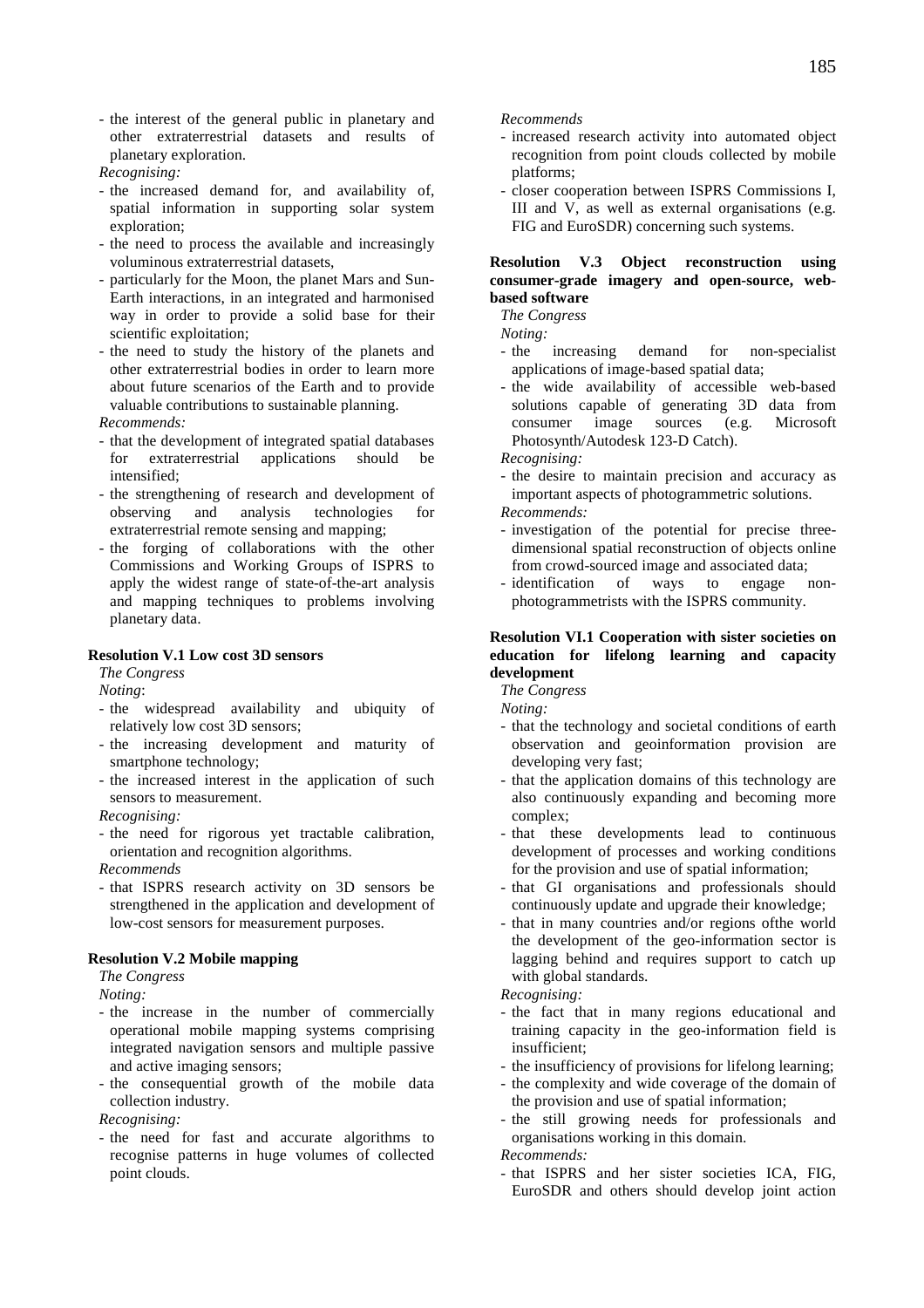- the interest of the general public in planetary and other extraterrestrial datasets and results of planetary exploration.

*Recognising:*

- the increased demand for, and availability of, spatial information in supporting solar system exploration;
- the need to process the available and increasingly voluminous extraterrestrial datasets,
- particularly for the Moon, the planet Mars and Sun-Earth interactions, in an integrated and harmonised way in order to provide a solid base for their scientific exploitation;
- the need to study the history of the planets and other extraterrestrial bodies in order to learn more about future scenarios of the Earth and to provide valuable contributions to sustainable planning.

*Recommends:*

- that the development of integrated spatial databases for extraterrestrial applications should be intensified;
- the strengthening of research and development of observing and analysis technologies for extraterrestrial remote sensing and mapping;
- the forging of collaborations with the other Commissions and Working Groups of ISPRS to apply the widest range of state-of-the-art analysis and mapping techniques to problems involving planetary data.

**Resolution V.1 Low cost 3D sensors**

*The Congress*

*Noting*:

- the widespread availability and ubiquity of relatively low cost 3D sensors;
- the increasing development and maturity of smartphone technology;
- the increased interest in the application of such sensors to measurement.

*Recognising:*

- the need for rigorous yet tractable calibration, orientation and recognition algorithms.

*Recommends*

- that ISPRS research activity on 3D sensors be strengthened in the application and development of low-cost sensors for measurement purposes.

**Resolution V.2 Mobile mapping**

*The Congress*

*Noting:*

- the increase in the number of commercially operational mobile mapping systems comprising integrated navigation sensors and multiple passive and active imaging sensors;
- the consequential growth of the mobile data collection industry.

*Recognising:*

- the need for fast and accurate algorithms to recognise patterns in huge volumes of collected point clouds.

*Recommends*

- increased research activity into automated object recognition from point clouds collected by mobile platforms;
- closer cooperation between ISPRS Commissions I, III and V, as well as external organisations (e.g. FIG and EuroSDR) concerning such systems.

**Resolution V.3 Object reconstruction using consumer-grade imagery and open-source, web-based software**

*The Congress*

*Noting:*

- the increasing demand for non-specialist applications of image-based spatial data;
- the wide availability of accessible web-based solutions capable of generating 3D data from consumer image sources (e.g. Microsoft Photosynth/Autodesk 123-D Catch).

*Recognising:*

- the desire to maintain precision and accuracy as important aspects of photogrammetric solutions.

*Recommends:*

- investigation of the potential for precise three-dimensional spatial reconstruction of objects online from crowd-sourced image and associated data;
- identification of ways to engage non-photogrammetrists with the ISPRS community.

**Resolution VI.1 Cooperation with sister societies on education for lifelong learning and capacity development**

*The Congress*

*Noting:*

- that the technology and societal conditions of earth observation and geoinformation provision are developing very fast;
- that the application domains of this technology are also continuously expanding and becoming more complex;
- that these developments lead to continuous development of processes and working conditions for the provision and use of spatial information;
- that GI organisations and professionals should continuously update and upgrade their knowledge;
- that in many countries and/or regions ofthe world the development of the geo-information sector is lagging behind and requires support to catch up with global standards.

*Recognising:*

- the fact that in many regions educational and training capacity in the geo-information field is insufficient;
- the insufficiency of provisions for lifelong learning;
- the complexity and wide coverage of the domain of the provision and use of spatial information;
- the still growing needs for professionals and organisations working in this domain.

*Recommends:*

- that ISPRS and her sister societies ICA, FIG, EuroSDR and others should develop joint action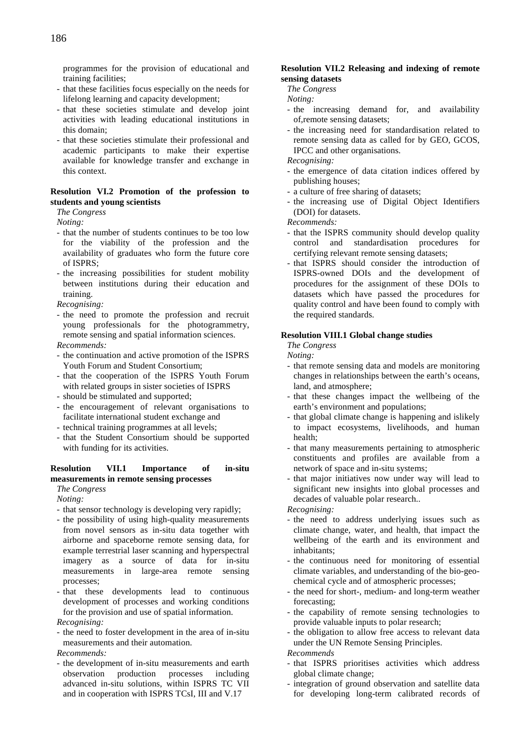programmes for the provision of educational and training facilities;

- that these facilities focus especially on the needs for lifelong learning and capacity development;
- that these societies stimulate and develop joint activities with leading educational institutions in this domain;
- that these societies stimulate their professional and academic participants to make their expertise available for knowledge transfer and exchange in this context.

**Resolution VI.2 Promotion of the profession to students and young scientists**

*The Congress*

*Noting:*

- that the number of students continues to be too low for the viability of the profession and the availability of graduates who form the future core of ISPRS;
- the increasing possibilities for student mobility between institutions during their education and training.

*Recognising:*

- the need to promote the profession and recruit young professionals for the photogrammetry, remote sensing and spatial information sciences.

*Recommends:*

- the continuation and active promotion of the ISPRS Youth Forum and Student Consortium;
- that the cooperation of the ISPRS Youth Forum with related groups in sister societies of ISPRS
- should be stimulated and supported;
- the encouragement of relevant organisations to facilitate international student exchange and
- technical training programmes at all levels;
- that the Student Consortium should be supported with funding for its activities.

**Resolution VII.1 Importance of in-situ measurements in remote sensing processes**

*The Congress*

*Noting:*

- that sensor technology is developing very rapidly;
- the possibility of using high-quality measurements from novel sensors as in-situ data together with airborne and spaceborne remote sensing data, for example terrestrial laser scanning and hyperspectral imagery as a source of data for in-situ measurements in large-area remote sensing processes;
- that these developments lead to continuous development of processes and working conditions for the provision and use of spatial information.

*Recognising:*

- the need to foster development in the area of in-situ measurements and their automation.

*Recommends:*

- the development of in-situ measurements and earth observation production processes including advanced in-situ solutions, within ISPRS TC VII and in cooperation with ISPRS TCsI, III and V.17

**Resolution VII.2 Releasing and indexing of remote sensing datasets**

*The Congress*

*Noting:*

- the increasing demand for, and availability of,remote sensing datasets;
- the increasing need for standardisation related to remote sensing data as called for by GEO, GCOS, IPCC and other organisations.

*Recognising:*

- the emergence of data citation indices offered by publishing houses;
- a culture of free sharing of datasets;
- the increasing use of Digital Object Identifiers (DOI) for datasets.

*Recommends:*

- that the ISPRS community should develop quality control and standardisation procedures for certifying relevant remote sensing datasets;
- that ISPRS should consider the introduction of ISPRS-owned DOIs and the development of procedures for the assignment of these DOIs to datasets which have passed the procedures for quality control and have been found to comply with the required standards.

**Resolution VIII.1 Global change studies**

*The Congress*

*Noting:*

- that remote sensing data and models are monitoring changes in relationships between the earth's oceans, land, and atmosphere;
- that these changes impact the wellbeing of the earth's environment and populations;
- that global climate change is happening and islikely to impact ecosystems, livelihoods, and human health;
- that many measurements pertaining to atmospheric constituents and profiles are available from a network of space and in-situ systems;
- that major initiatives now under way will lead to significant new insights into global processes and decades of valuable polar research..

*Recognising:*

- the need to address underlying issues such as climate change, water, and health, that impact the wellbeing of the earth and its environment and inhabitants;
- the continuous need for monitoring of essential climate variables, and understanding of the bio-geo-chemical cycle and of atmospheric processes;
- the need for short-, medium- and long-term weather forecasting;
- the capability of remote sensing technologies to provide valuable inputs to polar research;
- the obligation to allow free access to relevant data under the UN Remote Sensing Principles.

*Recommends*

- that ISPRS prioritises activities which address global climate change;
- integration of ground observation and satellite data for developing long-term calibrated records of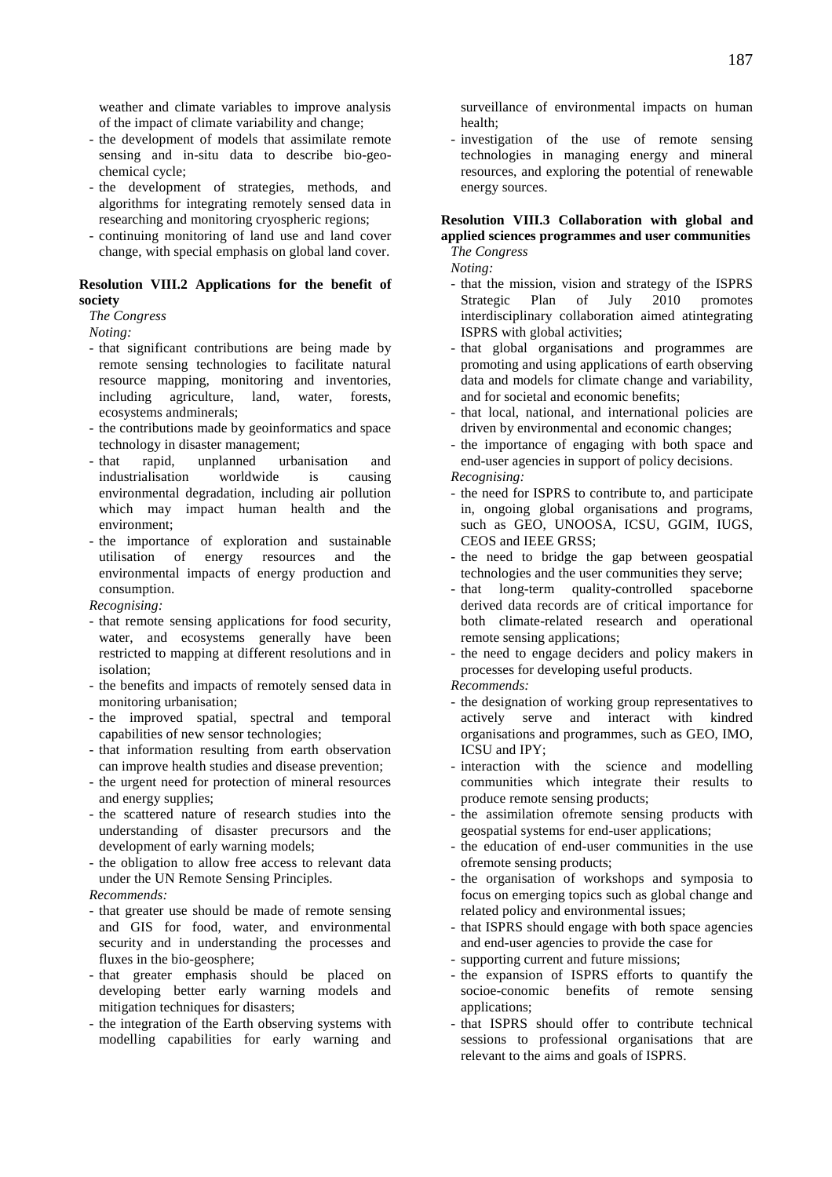weather and climate variables to improve analysis of the impact of climate variability and change;
- the development of models that assimilate remote sensing and in-situ data to describe bio-geo-chemical cycle;
- the development of strategies, methods, and algorithms for integrating remotely sensed data in researching and monitoring cryospheric regions;
- continuing monitoring of land use and land cover change, with special emphasis on global land cover.

**Resolution VIII.2 Applications for the benefit of society**

*The Congress*

*Noting:*

- that significant contributions are being made by remote sensing technologies to facilitate natural resource mapping, monitoring and inventories, including agriculture, land, water, forests, ecosystems andminerals;
- the contributions made by geoinformatics and space technology in disaster management;
- that rapid, unplanned urbanisation and industrialisation worldwide is causing environmental degradation, including air pollution which may impact human health and the environment;
- the importance of exploration and sustainable utilisation of energy resources and the environmental impacts of energy production and consumption.

*Recognising:*

- that remote sensing applications for food security, water, and ecosystems generally have been restricted to mapping at different resolutions and in isolation;
- the benefits and impacts of remotely sensed data in monitoring urbanisation;
- the improved spatial, spectral and temporal capabilities of new sensor technologies;
- that information resulting from earth observation can improve health studies and disease prevention;
- the urgent need for protection of mineral resources and energy supplies;
- the scattered nature of research studies into the understanding of disaster precursors and the development of early warning models;
- the obligation to allow free access to relevant data under the UN Remote Sensing Principles.

*Recommends:*

- that greater use should be made of remote sensing and GIS for food, water, and environmental security and in understanding the processes and fluxes in the bio-geosphere;
- that greater emphasis should be placed on developing better early warning models and mitigation techniques for disasters;
- the integration of the Earth observing systems with modelling capabilities for early warning and surveillance of environmental impacts on human health;
- investigation of the use of remote sensing technologies in managing energy and mineral resources, and exploring the potential of renewable energy sources.

**Resolution VIII.3 Collaboration with global and applied sciences programmes and user communities**

*The Congress*

*Noting:*

- that the mission, vision and strategy of the ISPRS Strategic Plan of July 2010 promotes interdisciplinary collaboration aimed atintegrating ISPRS with global activities;
- that global organisations and programmes are promoting and using applications of earth observing data and models for climate change and variability, and for societal and economic benefits;
- that local, national, and international policies are driven by environmental and economic changes;
- the importance of engaging with both space and end-user agencies in support of policy decisions.

*Recognising:*

- the need for ISPRS to contribute to, and participate in, ongoing global organisations and programs, such as GEO, UNOOSA, ICSU, GGIM, IUGS, CEOS and IEEE GRSS;
- the need to bridge the gap between geospatial technologies and the user communities they serve;
- that long-term quality-controlled spaceborne derived data records are of critical importance for both climate-related research and operational remote sensing applications;
- the need to engage deciders and policy makers in processes for developing useful products.

*Recommends:*

- the designation of working group representatives to actively serve and interact with kindred organisations and programmes, such as GEO, IMO, ICSU and IPY;
- interaction with the science and modelling communities which integrate their results to produce remote sensing products;
- the assimilation ofremote sensing products with geospatial systems for end-user applications;
- the education of end-user communities in the use ofremote sensing products;
- the organisation of workshops and symposia to focus on emerging topics such as global change and related policy and environmental issues;
- that ISPRS should engage with both space agencies and end-user agencies to provide the case for
- supporting current and future missions;
- the expansion of ISPRS efforts to quantify the socioe-conomic benefits of remote sensing applications;
- that ISPRS should offer to contribute technical sessions to professional organisations that are relevant to the aims and goals of ISPRS.